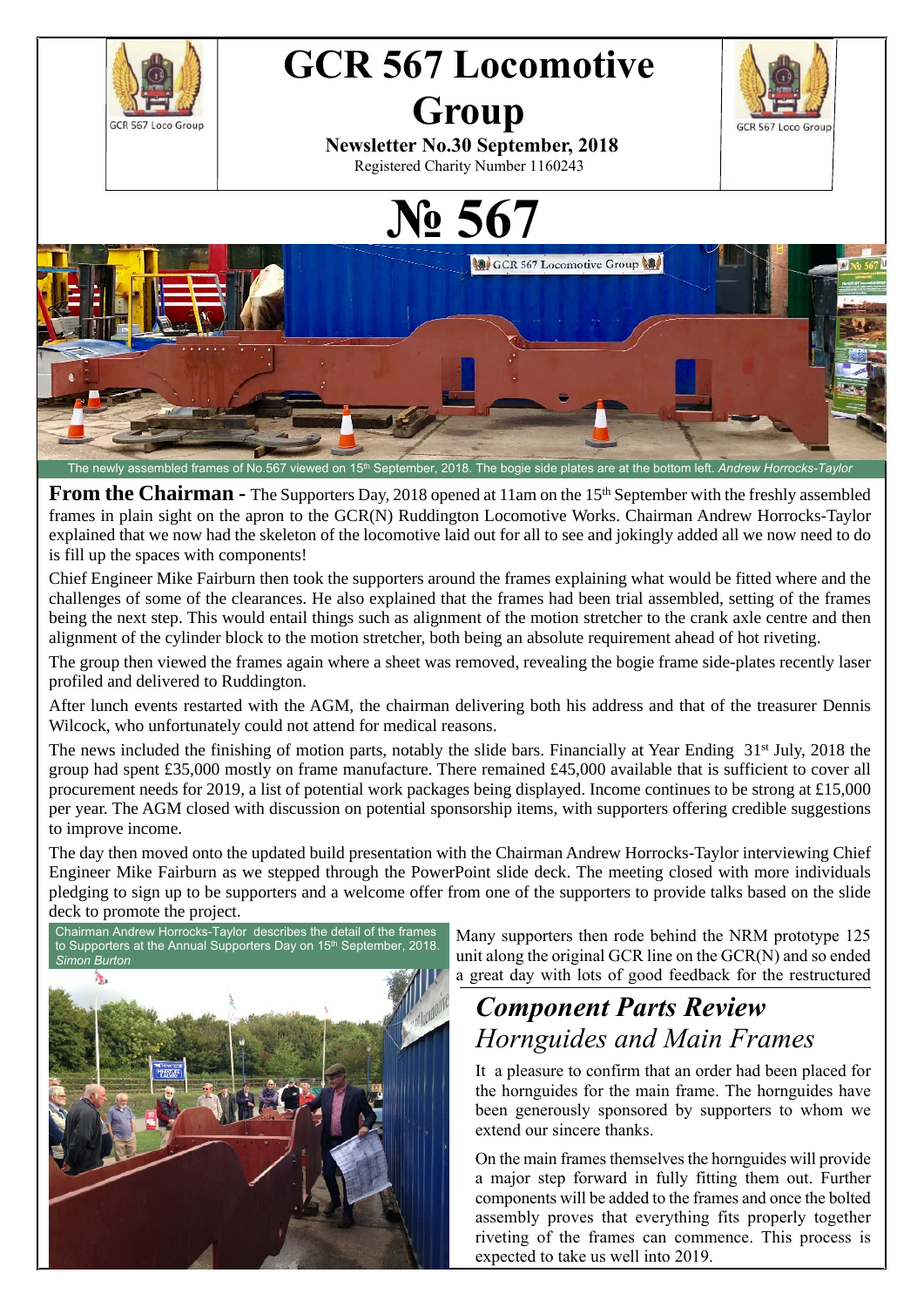# GCR 567 Locomotive Group

**Newsletter No.30 September, 2018**

Registered Charity Number 1160243

# № 567

The newly assembled frames of No.567 viewed on 15th September, 2018. The bogie side plates are at the bottom left. *Andrew Horrocks-Taylor*

**From the Chairman -** The Supporters Day, 2018 opened at 11am on the 15th September with the freshly assembled frames in plain sight on the apron to the GCR(N) Ruddington Locomotive Works. Chairman Andrew Horrocks-Taylor explained that we now had the skeleton of the locomotive laid out for all to see and jokingly added all we now need to do is fill up the spaces with components!

Chief Engineer Mike Fairburn then took the supporters around the frames explaining what would be fitted where and the challenges of some of the clearances. He also explained that the frames had been trial assembled, setting of the frames being the next step. This would entail things such as alignment of the motion stretcher to the crank axle centre and then alignment of the cylinder block to the motion stretcher, both being an absolute requirement ahead of hot riveting.

The group then viewed the frames again where a sheet was removed, revealing the bogie frame side-plates recently laser profiled and delivered to Ruddington.

After lunch events restarted with the AGM, the chairman delivering both his address and that of the treasurer Dennis Wilcock, who unfortunately could not attend for medical reasons.

The news included the finishing of motion parts, notably the slide bars. Financially at Year Ending 31st July, 2018 the group had spent £35,000 mostly on frame manufacture. There remained £45,000 available that is sufficient to cover all procurement needs for 2019, a list of potential work packages being displayed. Income continues to be strong at £15,000 per year. The AGM closed with discussion on potential sponsorship items, with supporters offering credible suggestions to improve income.

The day then moved onto the updated build presentation with the Chairman Andrew Horrocks-Taylor interviewing Chief Engineer Mike Fairburn as we stepped through the PowerPoint slide deck. The meeting closed with more individuals pledging to sign up to be supporters and a welcome offer from one of the supporters to provide talks based on the slide deck to promote the project.

Chairman Andrew Horrocks-Taylor describes the detail of the frames to Supporters at the Annual Supporters Day on 15th September, 2018. *Simon Burton*

Many supporters then rode behind the NRM prototype 125 unit along the original GCR line on the GCR(N) and so ended a great day with lots of good feedback for the restructured

## *Component Parts Review*

## *Hornguides and Main Frames*

It a pleasure to confirm that an order had been placed for the hornguides for the main frame. The hornguides have been generously sponsored by supporters to whom we extend our sincere thanks.

On the main frames themselves the hornguides will provide a major step forward in fully fitting them out. Further components will be added to the frames and once the bolted assembly proves that everything fits properly together riveting of the frames can commence. This process is expected to take us well into 2019.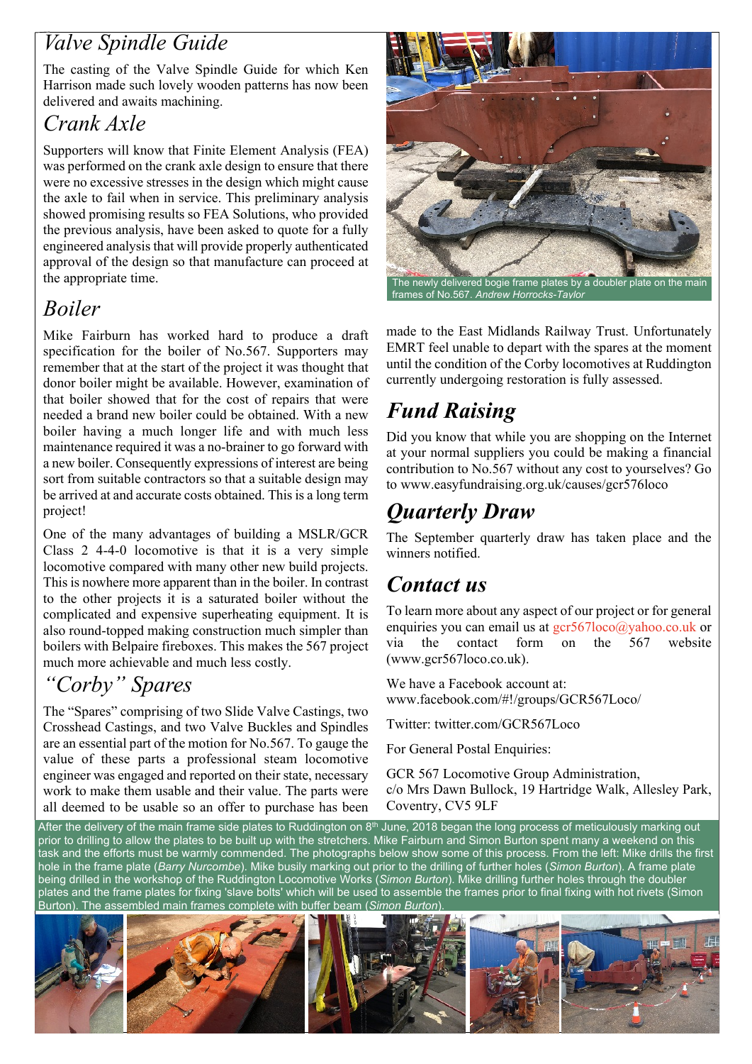## Valve Spindle Guide

The casting of the Valve Spindle Guide for which Ken Harrison made such lovely wooden patterns has now been delivered and awaits machining.

## Crank Axle

Supporters will know that Finite Element Analysis (FEA) was performed on the crank axle design to ensure that there were no excessive stresses in the design which might cause the axle to fail when in service. This preliminary analysis showed promising results so FEA Solutions, who provided the previous analysis, have been asked to quote for a fully engineered analysis that will provide properly authenticated approval of the design so that manufacture can proceed at the appropriate time.

## Boiler

Mike Fairburn has worked hard to produce a draft specification for the boiler of No.567. Supporters may remember that at the start of the project it was thought that donor boiler might be available. However, examination of that boiler showed that for the cost of repairs that were needed a brand new boiler could be obtained. With a new boiler having a much longer life and with much less maintenance required it was a no-brainer to go forward with a new boiler. Consequently expressions of interest are being sort from suitable contractors so that a suitable design may be arrived at and accurate costs obtained. This is a long term project!

One of the many advantages of building a MSLR/GCR Class 2 4-4-0 locomotive is that it is a very simple locomotive compared with many other new build projects. This is nowhere more apparent than in the boiler. In contrast to the other projects it is a saturated boiler without the complicated and expensive superheating equipment. It is also round-topped making construction much simpler than boilers with Belpaire fireboxes. This makes the 567 project much more achievable and much less costly.

## "Corby" Spares

The "Spares" comprising of two Slide Valve Castings, two Crosshead Castings, and two Valve Buckles and Spindles are an essential part of the motion for No.567. To gauge the value of these parts a professional steam locomotive engineer was engaged and reported on their state, necessary work to make them usable and their value. The parts were all deemed to be usable so an offer to purchase has been made to the East Midlands Railway Trust. Unfortunately EMRT feel unable to depart with the spares at the moment until the condition of the Corby locomotives at Ruddington currently undergoing restoration is fully assessed.

The newly delivered bogie frame plates by a doubler plate on the main frames of No.567. *Andrew Horrocks-Taylor*

## Fund Raising

Did you know that while you are shopping on the Internet at your normal suppliers you could be making a financial contribution to No.567 without any cost to yourselves? Go to www.easyfundraising.org.uk/causes/gcr576loco

## Quarterly Draw

The September quarterly draw has taken place and the winners notified.

## Contact us

To learn more about any aspect of our project or for general enquiries you can email us at gcr567loco@yahoo.co.uk or via the contact form on the 567 website (www.gcr567loco.co.uk).

We have a Facebook account at: www.facebook.com/#!/groups/GCR567Loco/

Twitter: twitter.com/GCR567Loco

For General Postal Enquiries:

GCR 567 Locomotive Group Administration,
c/o Mrs Dawn Bullock, 19 Hartridge Walk, Allesley Park, Coventry, CV5 9LF

After the delivery of the main frame side plates to Ruddington on 8th June, 2018 began the long process of meticulously marking out prior to drilling to allow the plates to be built up with the stretchers. Mike Fairburn and Simon Burton spent many a weekend on this task and the efforts must be warmly commended. The photographs below show some of this process. From the left: Mike drills the first hole in the frame plate (*Barry Nurcombe*). Mike busily marking out prior to the drilling of further holes (*Simon Burton*). A frame plate being drilled in the workshop of the Ruddington Locomotive Works (*Simon Burton*). Mike drilling further holes through the doubler plates and the frame plates for fixing 'slave bolts' which will be used to assemble the frames prior to final fixing with hot rivets (Simon Burton). The assembled main frames complete with buffer beam (*Simon Burton*).